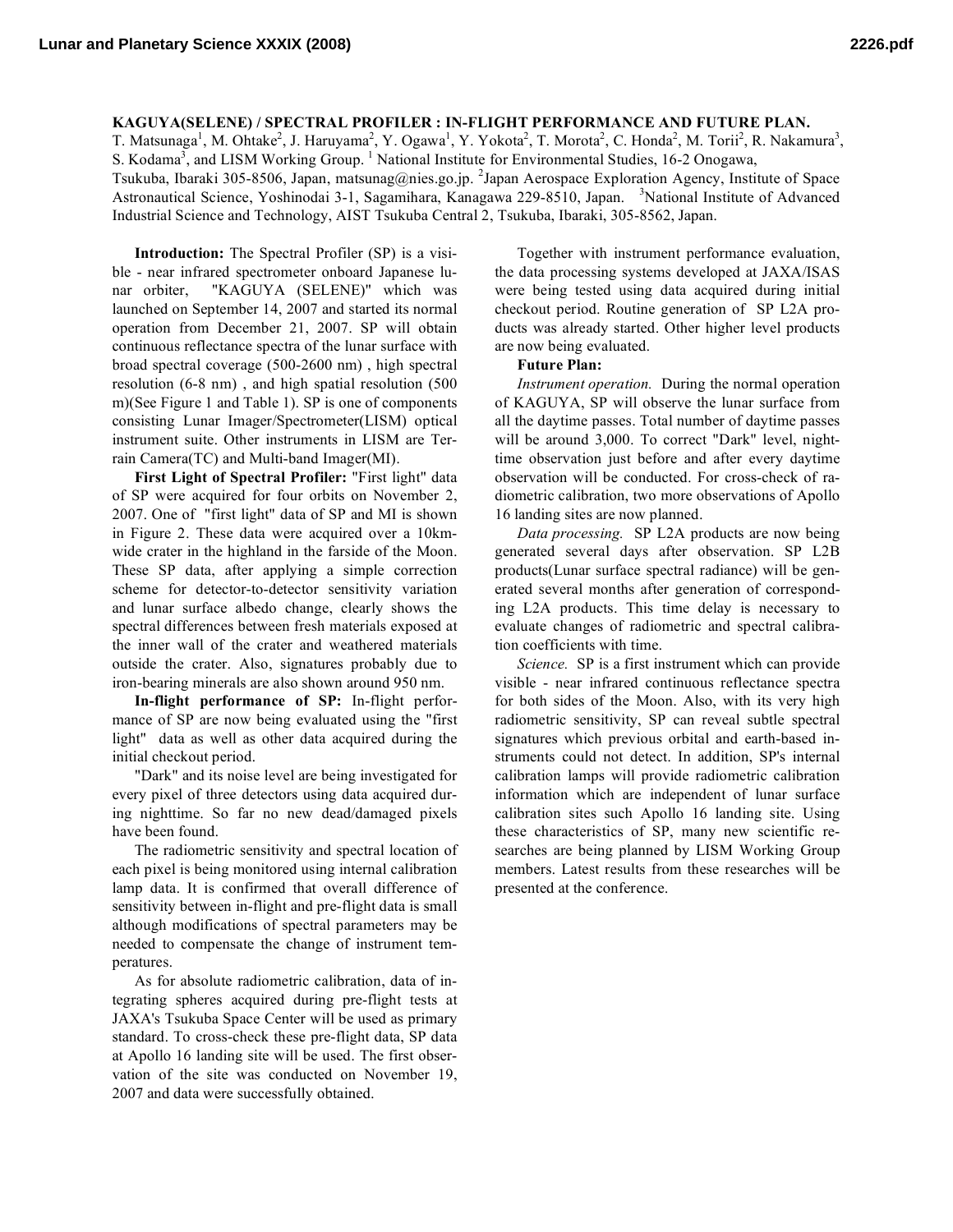# KAGUYA(SELENE) / SPECTRAL PROFILER : IN-FLIGHT PERFORMANCE AND FUTURE PLAN.

T. Matsunaga[1], M. Ohtake[2], J. Haruyama[2], Y. Ogawa[1], Y. Yokota[2], T. Morota[2], C. Honda[2], M. Torii[2], R. Nakamura[3], S. Kodama[3], and LISM Working Group. [1] National Institute for Environmental Studies, 16-2 Onogawa, Tsukuba, Ibaraki 305-8506, Japan, matsunag@nies.go.jp. [2]Japan Aerospace Exploration Agency, Institute of Space Astronautical Science, Yoshinodai 3-1, Sagamihara, Kanagawa 229-8510, Japan. [3]National Institute of Advanced Industrial Science and Technology, AIST Tsukuba Central 2, Tsukuba, Ibaraki, 305-8562, Japan.

**Introduction:** The Spectral Profiler (SP) is a visible - near infrared spectrometer onboard Japanese lunar orbiter, "KAGUYA (SELENE)" which was launched on September 14, 2007 and started its normal operation from December 21, 2007. SP will obtain continuous reflectance spectra of the lunar surface with broad spectral coverage (500-2600 nm) , high spectral resolution (6-8 nm) , and high spatial resolution (500 m)(See Figure 1 and Table 1). SP is one of components consisting Lunar Imager/Spectrometer(LISM) optical instrument suite. Other instruments in LISM are Terrain Camera(TC) and Multi-band Imager(MI).

**First Light of Spectral Profiler:** "First light" data of SP were acquired for four orbits on November 2, 2007. One of "first light" data of SP and MI is shown in Figure 2. These data were acquired over a 10km-wide crater in the highland in the farside of the Moon. These SP data, after applying a simple correction scheme for detector-to-detector sensitivity variation and lunar surface albedo change, clearly shows the spectral differences between fresh materials exposed at the inner wall of the crater and weathered materials outside the crater. Also, signatures probably due to iron-bearing minerals are also shown around 950 nm.

**In-flight performance of SP:** In-flight performance of SP are now being evaluated using the "first light" data as well as other data acquired during the initial checkout period.

"Dark" and its noise level are being investigated for every pixel of three detectors using data acquired during nighttime. So far no new dead/damaged pixels have been found.

The radiometric sensitivity and spectral location of each pixel is being monitored using internal calibration lamp data. It is confirmed that overall difference of sensitivity between in-flight and pre-flight data is small although modifications of spectral parameters may be needed to compensate the change of instrument temperatures.

As for absolute radiometric calibration, data of integrating spheres acquired during pre-flight tests at JAXA's Tsukuba Space Center will be used as primary standard. To cross-check these pre-flight data, SP data at Apollo 16 landing site will be used. The first observation of the site was conducted on November 19, 2007 and data were successfully obtained.

Together with instrument performance evaluation, the data processing systems developed at JAXA/ISAS were being tested using data acquired during initial checkout period. Routine generation of SP L2A products was already started. Other higher level products are now being evaluated.

**Future Plan:**

*Instrument operation.* During the normal operation of KAGUYA, SP will observe the lunar surface from all the daytime passes. Total number of daytime passes will be around 3,000. To correct "Dark" level, nighttime observation just before and after every daytime observation will be conducted. For cross-check of radiometric calibration, two more observations of Apollo 16 landing sites are now planned.

*Data processing.* SP L2A products are now being generated several days after observation. SP L2B products(Lunar surface spectral radiance) will be generated several months after generation of corresponding L2A products. This time delay is necessary to evaluate changes of radiometric and spectral calibration coefficients with time.

*Science.* SP is a first instrument which can provide visible - near infrared continuous reflectance spectra for both sides of the Moon. Also, with its very high radiometric sensitivity, SP can reveal subtle spectral signatures which previous orbital and earth-based instruments could not detect. In addition, SP's internal calibration lamps will provide radiometric calibration information which are independent of lunar surface calibration sites such Apollo 16 landing site. Using these characteristics of SP, many new scientific researches are being planned by LISM Working Group members. Latest results from these researches will be presented at the conference.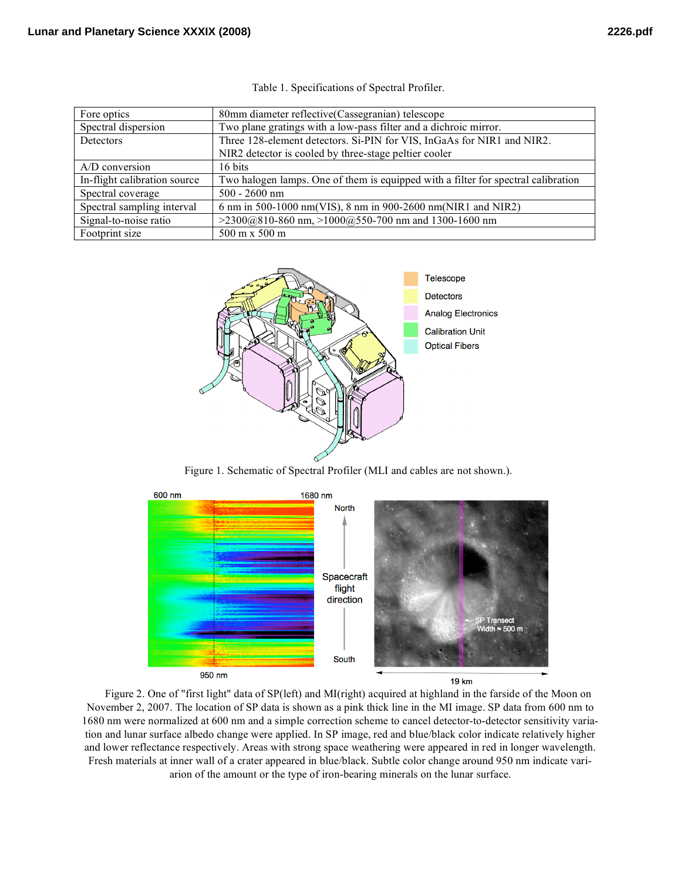Table 1. Specifications of Spectral Profiler.

| | |
|---|---|
| Fore optics | 80mm diameter reflective(Cassegranian) telescope |
| Spectral dispersion | Two plane gratings with a low-pass filter and a dichroic mirror. |
| Detectors | Three 128-element detectors. Si-PIN for VIS, InGaAs for NIR1 and NIR2. NIR2 detector is cooled by three-stage peltier cooler |
| A/D conversion | 16 bits |
| In-flight calibration source | Two halogen lamps. One of them is equipped with a filter for spectral calibration |
| Spectral coverage | 500 - 2600 nm |
| Spectral sampling interval | 6 nm in 500-1000 nm(VIS), 8 nm in 900-2600 nm(NIR1 and NIR2) |
| Signal-to-noise ratio | >2300@810-860 nm, >1000@550-700 nm and 1300-1600 nm |
| Footprint size | 500 m x 500 m |

Telescope

Detectors

Analog Electronics

Calibration Unit

Optical Fibers

Figure 1. Schematic of Spectral Profiler (MLI and cables are not shown.).

600 nm

1680 nm

950 nm

North

Spacecraft flight direction

South

SP Transect Width ≈ 500 m

19 km

Figure 2. One of "first light" data of SP(left) and MI(right) acquired at highland in the farside of the Moon on November 2, 2007. The location of SP data is shown as a pink thick line in the MI image. SP data from 600 nm to 1680 nm were normalized at 600 nm and a simple correction scheme to cancel detector-to-detector sensitivity variation and lunar surface albedo change were applied. In SP image, red and blue/black color indicate relatively higher and lower reflectance respectively. Areas with strong space weathering were appeared in red in longer wavelength. Fresh materials at inner wall of a crater appeared in blue/black. Subtle color change around 950 nm indicate variarion of the amount or the type of iron-bearing minerals on the lunar surface.